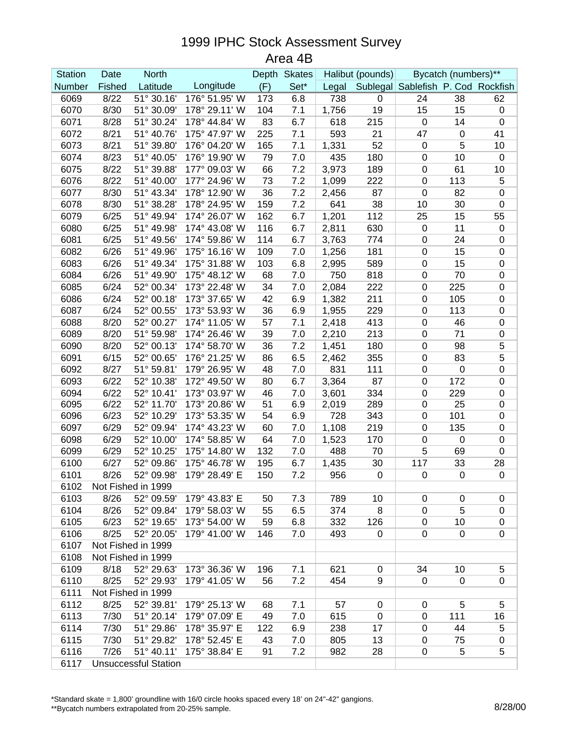# 1999 IPHC Stock Assessment Survey
## Area 4B

| Station | Date | North | | Depth | Skates | Halibut (pounds) | | Bycatch (numbers)** | | |
|---|---|---|---|---|---|---|---|---|---|---|
| Number | Fished | Latitude | Longitude | (F) | Set* | Legal | Sublegal | Sablefish | P. Cod | Rockfish |
| 6069 | 8/22 | 51° 30.16' | 176° 51.95' W | 173 | 6.8 | 738 | 0 | 24 | 38 | 62 |
| 6070 | 8/30 | 51° 30.09' | 178° 29.11' W | 104 | 7.1 | 1,756 | 19 | 15 | 15 | 0 |
| 6071 | 8/28 | 51° 30.24' | 178° 44.84' W | 83 | 6.7 | 618 | 215 | 0 | 14 | 0 |
| 6072 | 8/21 | 51° 40.76' | 175° 47.97' W | 225 | 7.1 | 593 | 21 | 47 | 0 | 41 |
| 6073 | 8/21 | 51° 39.80' | 176° 04.20' W | 165 | 7.1 | 1,331 | 52 | 0 | 5 | 10 |
| 6074 | 8/23 | 51° 40.05' | 176° 19.90' W | 79 | 7.0 | 435 | 180 | 0 | 10 | 0 |
| 6075 | 8/22 | 51° 39.88' | 177° 09.03' W | 66 | 7.2 | 3,973 | 189 | 0 | 61 | 10 |
| 6076 | 8/22 | 51° 40.00' | 177° 24.96' W | 73 | 7.2 | 1,099 | 222 | 0 | 113 | 5 |
| 6077 | 8/30 | 51° 43.34' | 178° 12.90' W | 36 | 7.2 | 2,456 | 87 | 0 | 82 | 0 |
| 6078 | 8/30 | 51° 38.28' | 178° 24.95' W | 159 | 7.2 | 641 | 38 | 10 | 30 | 0 |
| 6079 | 6/25 | 51° 49.94' | 174° 26.07' W | 162 | 6.7 | 1,201 | 112 | 25 | 15 | 55 |
| 6080 | 6/25 | 51° 49.98' | 174° 43.08' W | 116 | 6.7 | 2,811 | 630 | 0 | 11 | 0 |
| 6081 | 6/25 | 51° 49.56' | 174° 59.86' W | 114 | 6.7 | 3,763 | 774 | 0 | 24 | 0 |
| 6082 | 6/26 | 51° 49.96' | 175° 16.16' W | 109 | 7.0 | 1,256 | 181 | 0 | 15 | 0 |
| 6083 | 6/26 | 51° 49.34' | 175° 31.88' W | 103 | 6.8 | 2,995 | 589 | 0 | 15 | 0 |
| 6084 | 6/26 | 51° 49.90' | 175° 48.12' W | 68 | 7.0 | 750 | 818 | 0 | 70 | 0 |
| 6085 | 6/24 | 52° 00.34' | 173° 22.48' W | 34 | 7.0 | 2,084 | 222 | 0 | 225 | 0 |
| 6086 | 6/24 | 52° 00.18' | 173° 37.65' W | 42 | 6.9 | 1,382 | 211 | 0 | 105 | 0 |
| 6087 | 6/24 | 52° 00.55' | 173° 53.93' W | 36 | 6.9 | 1,955 | 229 | 0 | 113 | 0 |
| 6088 | 8/20 | 52° 00.27' | 174° 11.05' W | 57 | 7.1 | 2,418 | 413 | 0 | 46 | 0 |
| 6089 | 8/20 | 51° 59.98' | 174° 26.46' W | 39 | 7.0 | 2,210 | 213 | 0 | 71 | 0 |
| 6090 | 8/20 | 52° 00.13' | 174° 58.70' W | 36 | 7.2 | 1,451 | 180 | 0 | 98 | 5 |
| 6091 | 6/15 | 52° 00.65' | 176° 21.25' W | 86 | 6.5 | 2,462 | 355 | 0 | 83 | 5 |
| 6092 | 8/27 | 51° 59.81' | 179° 26.95' W | 48 | 7.0 | 831 | 111 | 0 | 0 | 0 |
| 6093 | 6/22 | 52° 10.38' | 172° 49.50' W | 80 | 6.7 | 3,364 | 87 | 0 | 172 | 0 |
| 6094 | 6/22 | 52° 10.41' | 173° 03.97' W | 46 | 7.0 | 3,601 | 334 | 0 | 229 | 0 |
| 6095 | 6/22 | 52° 11.70' | 173° 20.86' W | 51 | 6.9 | 2,019 | 289 | 0 | 25 | 0 |
| 6096 | 6/23 | 52° 10.29' | 173° 53.35' W | 54 | 6.9 | 728 | 343 | 0 | 101 | 0 |
| 6097 | 6/29 | 52° 09.94' | 174° 43.23' W | 60 | 7.0 | 1,108 | 219 | 0 | 135 | 0 |
| 6098 | 6/29 | 52° 10.00' | 174° 58.85' W | 64 | 7.0 | 1,523 | 170 | 0 | 0 | 0 |
| 6099 | 6/29 | 52° 10.25' | 175° 14.80' W | 132 | 7.0 | 488 | 70 | 5 | 69 | 0 |
| 6100 | 6/27 | 52° 09.86' | 175° 46.78' W | 195 | 6.7 | 1,435 | 30 | 117 | 33 | 28 |
| 6101 | 8/26 | 52° 09.98' | 179° 28.49' E | 150 | 7.2 | 956 | 0 | 0 | 0 | 0 |
| 6102 | Not Fished in 1999 | | | | | | | | | |
| 6103 | 8/26 | 52° 09.59' | 179° 43.83' E | 50 | 7.3 | 789 | 10 | 0 | 0 | 0 |
| 6104 | 8/26 | 52° 09.84' | 179° 58.03' W | 55 | 6.5 | 374 | 8 | 0 | 5 | 0 |
| 6105 | 6/23 | 52° 19.65' | 173° 54.00' W | 59 | 6.8 | 332 | 126 | 0 | 10 | 0 |
| 6106 | 8/25 | 52° 20.05' | 179° 41.00' W | 146 | 7.0 | 493 | 0 | 0 | 0 | 0 |
| 6107 | Not Fished in 1999 | | | | | | | | | |
| 6108 | Not Fished in 1999 | | | | | | | | | |
| 6109 | 8/18 | 52° 29.63' | 173° 36.36' W | 196 | 7.1 | 621 | 0 | 34 | 10 | 5 |
| 6110 | 8/25 | 52° 29.93' | 179° 41.05' W | 56 | 7.2 | 454 | 9 | 0 | 0 | 0 |
| 6111 | Not Fished in 1999 | | | | | | | | | |
| 6112 | 8/25 | 52° 39.81' | 179° 25.13' W | 68 | 7.1 | 57 | 0 | 0 | 5 | 5 |
| 6113 | 7/30 | 51° 20.14' | 179° 07.09' E | 49 | 7.0 | 615 | 0 | 0 | 111 | 16 |
| 6114 | 7/30 | 51° 29.86' | 178° 35.97' E | 122 | 6.9 | 238 | 17 | 0 | 44 | 5 |
| 6115 | 7/30 | 51° 29.82' | 178° 52.45' E | 43 | 7.0 | 805 | 13 | 0 | 75 | 0 |
| 6116 | 7/26 | 51° 40.11' | 175° 38.84' E | 91 | 7.2 | 982 | 28 | 0 | 5 | 5 |
| 6117 | Unsuccessful Station | | | | | | | | | |

*Standard skate = 1,800' groundline with 16/0 circle hooks spaced every 18' on 24"-42" gangions.
**Bycatch numbers extrapolated from 20-25% sample.

8/28/00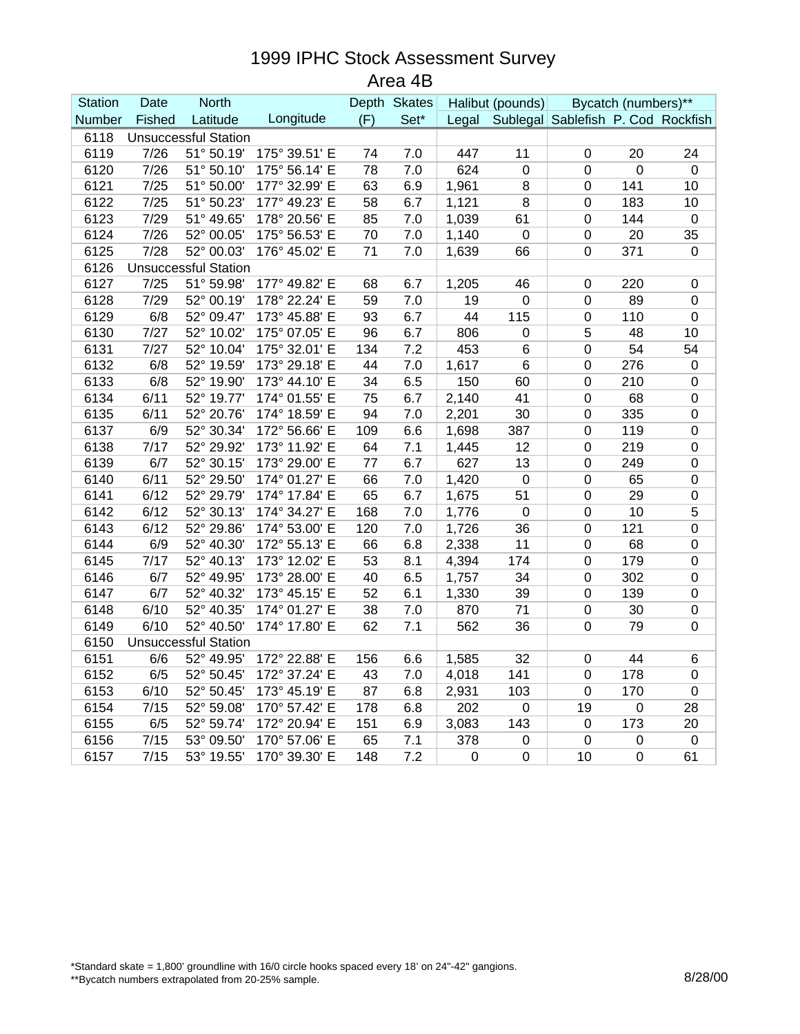# 1999 IPHC Stock Assessment Survey
## Area 4B

| Station Number | Date Fished | North Latitude | Longitude | Depth (F) | Skates Set* | Halibut (pounds) Legal | Sublegal | Bycatch (numbers)** Sablefish | P. Cod | Rockfish |
|---|---|---|---|---|---|---|---|---|---|---|
| 6118 | Unsuccessful Station | | | | | | | | | |
| 6119 | 7/26 | 51° 50.19' | 175° 39.51' E | 74 | 7.0 | 447 | 11 | 0 | 20 | 24 |
| 6120 | 7/26 | 51° 50.10' | 175° 56.14' E | 78 | 7.0 | 624 | 0 | 0 | 0 | 0 |
| 6121 | 7/25 | 51° 50.00' | 177° 32.99' E | 63 | 6.9 | 1,961 | 8 | 0 | 141 | 10 |
| 6122 | 7/25 | 51° 50.23' | 177° 49.23' E | 58 | 6.7 | 1,121 | 8 | 0 | 183 | 10 |
| 6123 | 7/29 | 51° 49.65' | 178° 20.56' E | 85 | 7.0 | 1,039 | 61 | 0 | 144 | 0 |
| 6124 | 7/26 | 52° 00.05' | 175° 56.53' E | 70 | 7.0 | 1,140 | 0 | 0 | 20 | 35 |
| 6125 | 7/28 | 52° 00.03' | 176° 45.02' E | 71 | 7.0 | 1,639 | 66 | 0 | 371 | 0 |
| 6126 | Unsuccessful Station | | | | | | | | | |
| 6127 | 7/25 | 51° 59.98' | 177° 49.82' E | 68 | 6.7 | 1,205 | 46 | 0 | 220 | 0 |
| 6128 | 7/29 | 52° 00.19' | 178° 22.24' E | 59 | 7.0 | 19 | 0 | 0 | 89 | 0 |
| 6129 | 6/8 | 52° 09.47' | 173° 45.88' E | 93 | 6.7 | 44 | 115 | 0 | 110 | 0 |
| 6130 | 7/27 | 52° 10.02' | 175° 07.05' E | 96 | 6.7 | 806 | 0 | 5 | 48 | 10 |
| 6131 | 7/27 | 52° 10.04' | 175° 32.01' E | 134 | 7.2 | 453 | 6 | 0 | 54 | 54 |
| 6132 | 6/8 | 52° 19.59' | 173° 29.18' E | 44 | 7.0 | 1,617 | 6 | 0 | 276 | 0 |
| 6133 | 6/8 | 52° 19.90' | 173° 44.10' E | 34 | 6.5 | 150 | 60 | 0 | 210 | 0 |
| 6134 | 6/11 | 52° 19.77' | 174° 01.55' E | 75 | 6.7 | 2,140 | 41 | 0 | 68 | 0 |
| 6135 | 6/11 | 52° 20.76' | 174° 18.59' E | 94 | 7.0 | 2,201 | 30 | 0 | 335 | 0 |
| 6137 | 6/9 | 52° 30.34' | 172° 56.66' E | 109 | 6.6 | 1,698 | 387 | 0 | 119 | 0 |
| 6138 | 7/17 | 52° 29.92' | 173° 11.92' E | 64 | 7.1 | 1,445 | 12 | 0 | 219 | 0 |
| 6139 | 6/7 | 52° 30.15' | 173° 29.00' E | 77 | 6.7 | 627 | 13 | 0 | 249 | 0 |
| 6140 | 6/11 | 52° 29.50' | 174° 01.27' E | 66 | 7.0 | 1,420 | 0 | 0 | 65 | 0 |
| 6141 | 6/12 | 52° 29.79' | 174° 17.84' E | 65 | 6.7 | 1,675 | 51 | 0 | 29 | 0 |
| 6142 | 6/12 | 52° 30.13' | 174° 34.27' E | 168 | 7.0 | 1,776 | 0 | 0 | 10 | 5 |
| 6143 | 6/12 | 52° 29.86' | 174° 53.00' E | 120 | 7.0 | 1,726 | 36 | 0 | 121 | 0 |
| 6144 | 6/9 | 52° 40.30' | 172° 55.13' E | 66 | 6.8 | 2,338 | 11 | 0 | 68 | 0 |
| 6145 | 7/17 | 52° 40.13' | 173° 12.02' E | 53 | 8.1 | 4,394 | 174 | 0 | 179 | 0 |
| 6146 | 6/7 | 52° 49.95' | 173° 28.00' E | 40 | 6.5 | 1,757 | 34 | 0 | 302 | 0 |
| 6147 | 6/7 | 52° 40.32' | 173° 45.15' E | 52 | 6.1 | 1,330 | 39 | 0 | 139 | 0 |
| 6148 | 6/10 | 52° 40.35' | 174° 01.27' E | 38 | 7.0 | 870 | 71 | 0 | 30 | 0 |
| 6149 | 6/10 | 52° 40.50' | 174° 17.80' E | 62 | 7.1 | 562 | 36 | 0 | 79 | 0 |
| 6150 | Unsuccessful Station | | | | | | | | | |
| 6151 | 6/6 | 52° 49.95' | 172° 22.88' E | 156 | 6.6 | 1,585 | 32 | 0 | 44 | 6 |
| 6152 | 6/5 | 52° 50.45' | 172° 37.24' E | 43 | 7.0 | 4,018 | 141 | 0 | 178 | 0 |
| 6153 | 6/10 | 52° 50.45' | 173° 45.19' E | 87 | 6.8 | 2,931 | 103 | 0 | 170 | 0 |
| 6154 | 7/15 | 52° 59.08' | 170° 57.42' E | 178 | 6.8 | 202 | 0 | 19 | 0 | 28 |
| 6155 | 6/5 | 52° 59.74' | 172° 20.94' E | 151 | 6.9 | 3,083 | 143 | 0 | 173 | 20 |
| 6156 | 7/15 | 53° 09.50' | 170° 57.06' E | 65 | 7.1 | 378 | 0 | 0 | 0 | 0 |
| 6157 | 7/15 | 53° 19.55' | 170° 39.30' E | 148 | 7.2 | 0 | 0 | 10 | 0 | 61 |

*Standard skate = 1,800' groundline with 16/0 circle hooks spaced every 18' on 24"-42" gangions.
**Bycatch numbers extrapolated from 20-25% sample.

8/28/00